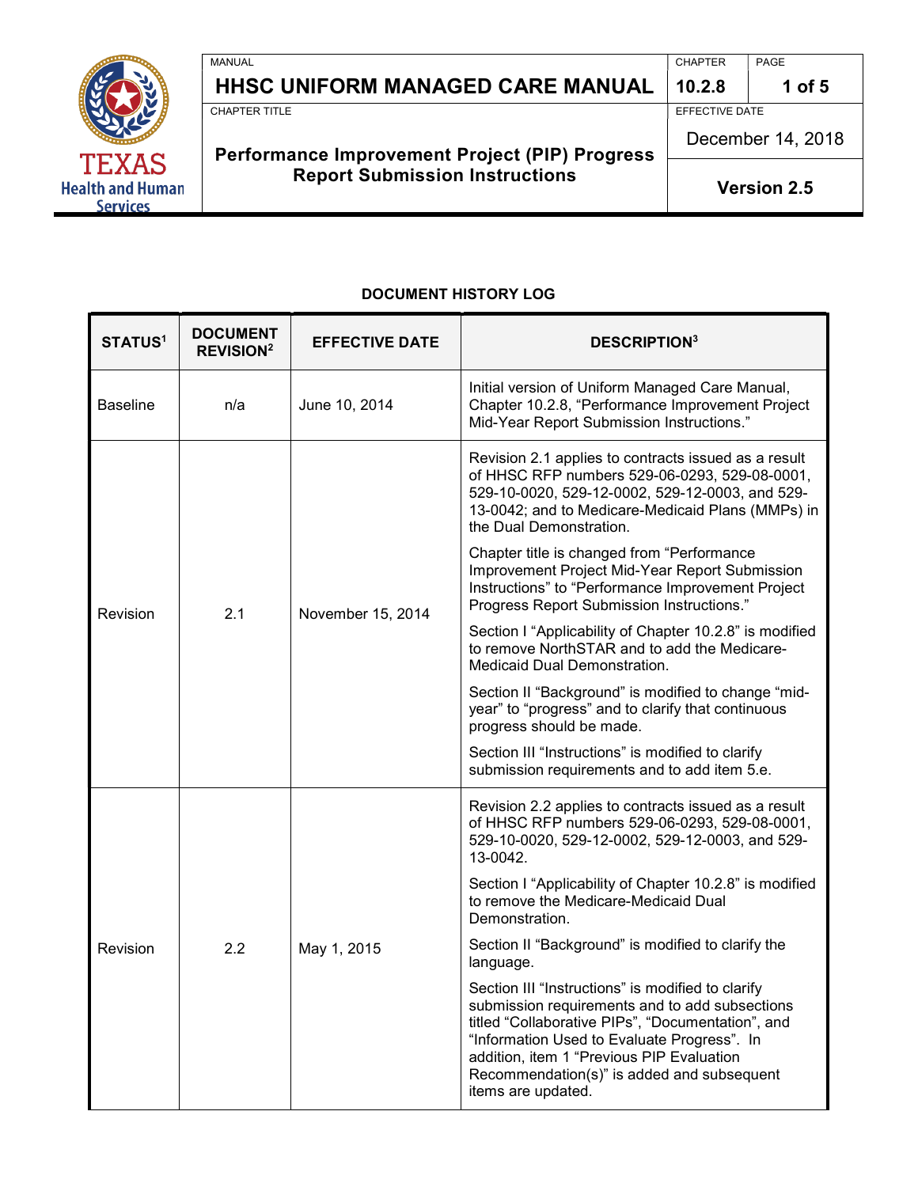| MANUAL | CHAPTER | PAGE |
|---|---|---|
| **HHSC UNIFORM MANAGED CARE MANUAL** | **10.2.8** | **1 of 5** |
| CHAPTER TITLE | EFFECTIVE DATE | |
| **Performance Improvement Project (PIP) Progress Report Submission Instructions** | December 14, 2018 | |
| | **Version 2.5** | |

**DOCUMENT HISTORY LOG**

| STATUS[1] | DOCUMENT REVISION[2] | EFFECTIVE DATE | DESCRIPTION[3] |
|---|---|---|---|
| Baseline | n/a | June 10, 2014 | Initial version of Uniform Managed Care Manual, Chapter 10.2.8, “Performance Improvement Project Mid-Year Report Submission Instructions.” |
| Revision | 2.1 | November 15, 2014 | Revision 2.1 applies to contracts issued as a result of HHSC RFP numbers 529-06-0293, 529-08-0001, 529-10-0020, 529-12-0002, 529-12-0003, and 529-13-0042; and to Medicare-Medicaid Plans (MMPs) in the Dual Demonstration.<br><br>Chapter title is changed from “Performance Improvement Project Mid-Year Report Submission Instructions” to “Performance Improvement Project Progress Report Submission Instructions.”<br><br>Section I “Applicability of Chapter 10.2.8” is modified to remove NorthSTAR and to add the Medicare-Medicaid Dual Demonstration.<br><br>Section II “Background” is modified to change “mid-year” to “progress” and to clarify that continuous progress should be made.<br><br>Section III “Instructions” is modified to clarify submission requirements and to add item 5.e. |
| Revision | 2.2 | May 1, 2015 | Revision 2.2 applies to contracts issued as a result of HHSC RFP numbers 529-06-0293, 529-08-0001, 529-10-0020, 529-12-0002, 529-12-0003, and 529-13-0042.<br><br>Section I “Applicability of Chapter 10.2.8” is modified to remove the Medicare-Medicaid Dual Demonstration.<br><br>Section II “Background” is modified to clarify the language.<br><br>Section III “Instructions” is modified to clarify submission requirements and to add subsections titled “Collaborative PIPs”, “Documentation”, and “Information Used to Evaluate Progress”. In addition, item 1 “Previous PIP Evaluation Recommendation(s)” is added and subsequent items are updated. |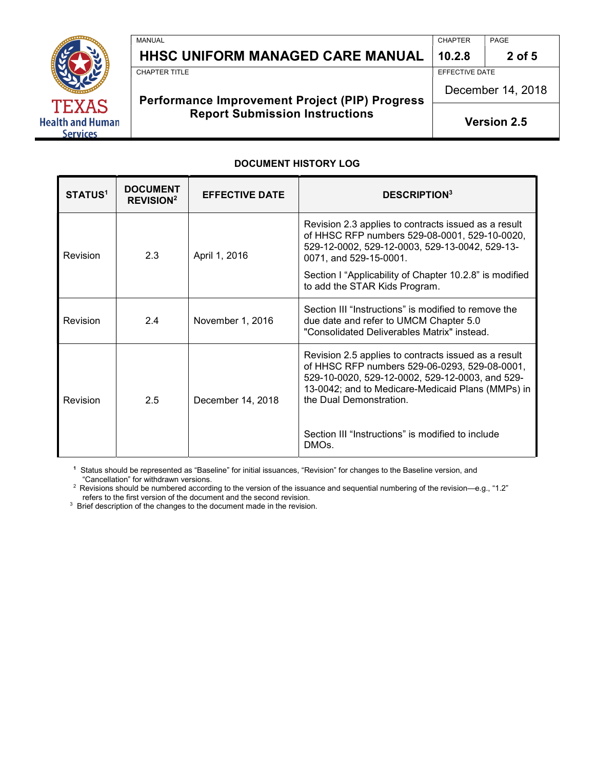## DOCUMENT HISTORY LOG

| STATUS[1] | DOCUMENT REVISION[2] | EFFECTIVE DATE | DESCRIPTION[3] |
|---|---|---|---|
| Revision | 2.3 | April 1, 2016 | Revision 2.3 applies to contracts issued as a result of HHSC RFP numbers 529-08-0001, 529-10-0020, 529-12-0002, 529-12-0003, 529-13-0042, 529-13-0071, and 529-15-0001. Section I "Applicability of Chapter 10.2.8" is modified to add the STAR Kids Program. |
| Revision | 2.4 | November 1, 2016 | Section III "Instructions" is modified to remove the due date and refer to UMCM Chapter 5.0 "Consolidated Deliverables Matrix" instead. |
| Revision | 2.5 | December 14, 2018 | Revision 2.5 applies to contracts issued as a result of HHSC RFP numbers 529-06-0293, 529-08-0001, 529-10-0020, 529-12-0002, 529-12-0003, and 529-13-0042; and to Medicare-Medicaid Plans (MMPs) in the Dual Demonstration. Section III "Instructions" is modified to include DMOs. |

[1] Status should be represented as "Baseline" for initial issuances, "Revision" for changes to the Baseline version, and "Cancellation" for withdrawn versions.

[2] Revisions should be numbered according to the version of the issuance and sequential numbering of the revision—e.g., "1.2" refers to the first version of the document and the second revision.

[3] Brief description of the changes to the document made in the revision.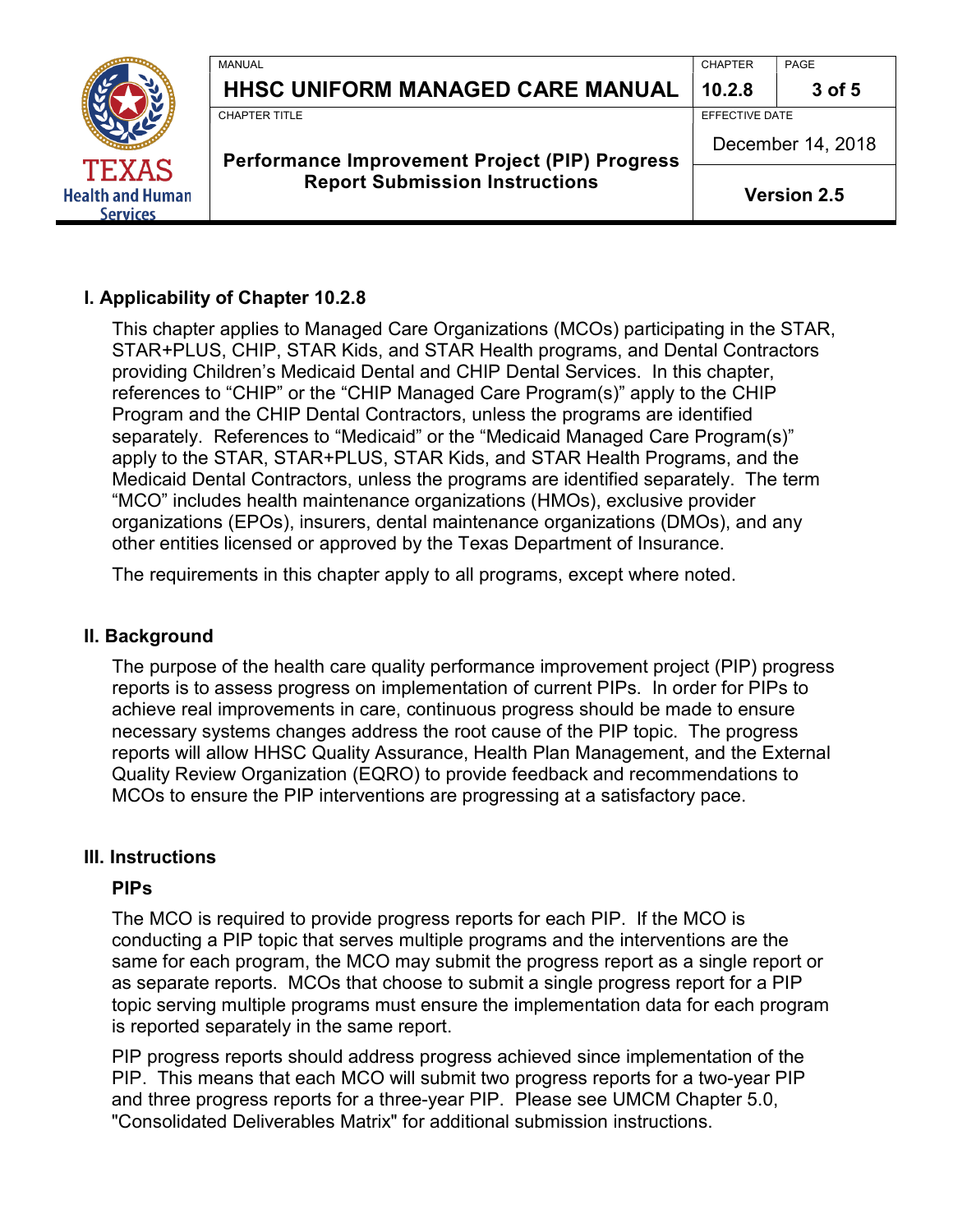## I. Applicability of Chapter 10.2.8

This chapter applies to Managed Care Organizations (MCOs) participating in the STAR, STAR+PLUS, CHIP, STAR Kids, and STAR Health programs, and Dental Contractors providing Children's Medicaid Dental and CHIP Dental Services. In this chapter, references to "CHIP" or the "CHIP Managed Care Program(s)" apply to the CHIP Program and the CHIP Dental Contractors, unless the programs are identified separately. References to "Medicaid" or the "Medicaid Managed Care Program(s)" apply to the STAR, STAR+PLUS, STAR Kids, and STAR Health Programs, and the Medicaid Dental Contractors, unless the programs are identified separately. The term "MCO" includes health maintenance organizations (HMOs), exclusive provider organizations (EPOs), insurers, dental maintenance organizations (DMOs), and any other entities licensed or approved by the Texas Department of Insurance.

The requirements in this chapter apply to all programs, except where noted.

## II. Background

The purpose of the health care quality performance improvement project (PIP) progress reports is to assess progress on implementation of current PIPs. In order for PIPs to achieve real improvements in care, continuous progress should be made to ensure necessary systems changes address the root cause of the PIP topic. The progress reports will allow HHSC Quality Assurance, Health Plan Management, and the External Quality Review Organization (EQRO) to provide feedback and recommendations to MCOs to ensure the PIP interventions are progressing at a satisfactory pace.

## III. Instructions

### PIPs

The MCO is required to provide progress reports for each PIP. If the MCO is conducting a PIP topic that serves multiple programs and the interventions are the same for each program, the MCO may submit the progress report as a single report or as separate reports. MCOs that choose to submit a single progress report for a PIP topic serving multiple programs must ensure the implementation data for each program is reported separately in the same report.

PIP progress reports should address progress achieved since implementation of the PIP. This means that each MCO will submit two progress reports for a two-year PIP and three progress reports for a three-year PIP. Please see UMCM Chapter 5.0, "Consolidated Deliverables Matrix" for additional submission instructions.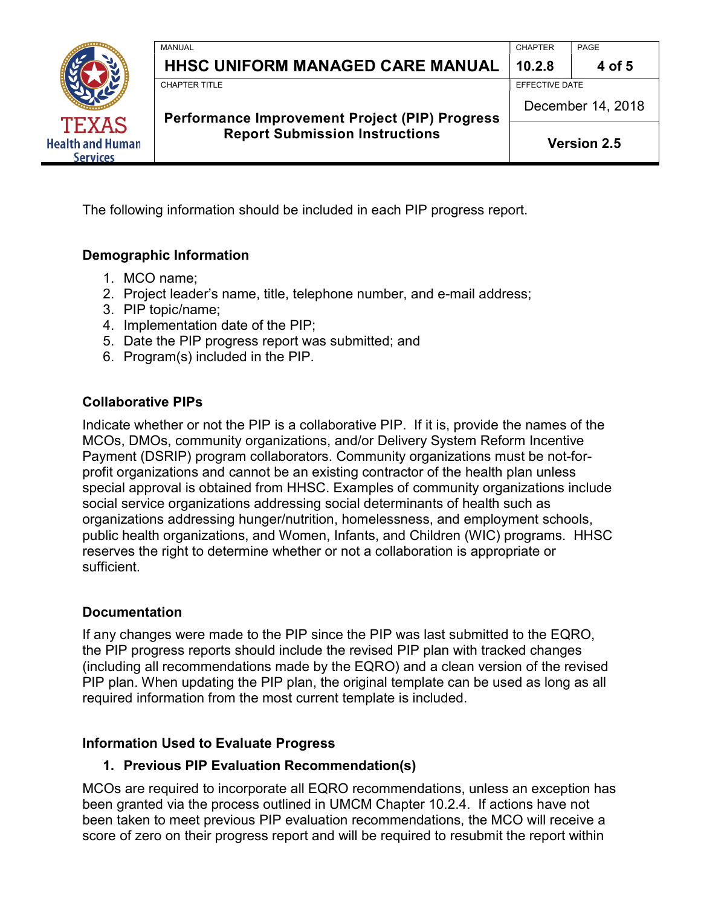The following information should be included in each PIP progress report.

**Demographic Information**

1. MCO name;
2. Project leader's name, title, telephone number, and e-mail address;
3. PIP topic/name;
4. Implementation date of the PIP;
5. Date the PIP progress report was submitted; and
6. Program(s) included in the PIP.

**Collaborative PIPs**

Indicate whether or not the PIP is a collaborative PIP. If it is, provide the names of the MCOs, DMOs, community organizations, and/or Delivery System Reform Incentive Payment (DSRIP) program collaborators. Community organizations must be not-for-profit organizations and cannot be an existing contractor of the health plan unless special approval is obtained from HHSC. Examples of community organizations include social service organizations addressing social determinants of health such as organizations addressing hunger/nutrition, homelessness, and employment schools, public health organizations, and Women, Infants, and Children (WIC) programs. HHSC reserves the right to determine whether or not a collaboration is appropriate or sufficient.

**Documentation**

If any changes were made to the PIP since the PIP was last submitted to the EQRO, the PIP progress reports should include the revised PIP plan with tracked changes (including all recommendations made by the EQRO) and a clean version of the revised PIP plan. When updating the PIP plan, the original template can be used as long as all required information from the most current template is included.

**Information Used to Evaluate Progress**

1. **Previous PIP Evaluation Recommendation(s)**

MCOs are required to incorporate all EQRO recommendations, unless an exception has been granted via the process outlined in UMCM Chapter 10.2.4. If actions have not been taken to meet previous PIP evaluation recommendations, the MCO will receive a score of zero on their progress report and will be required to resubmit the report within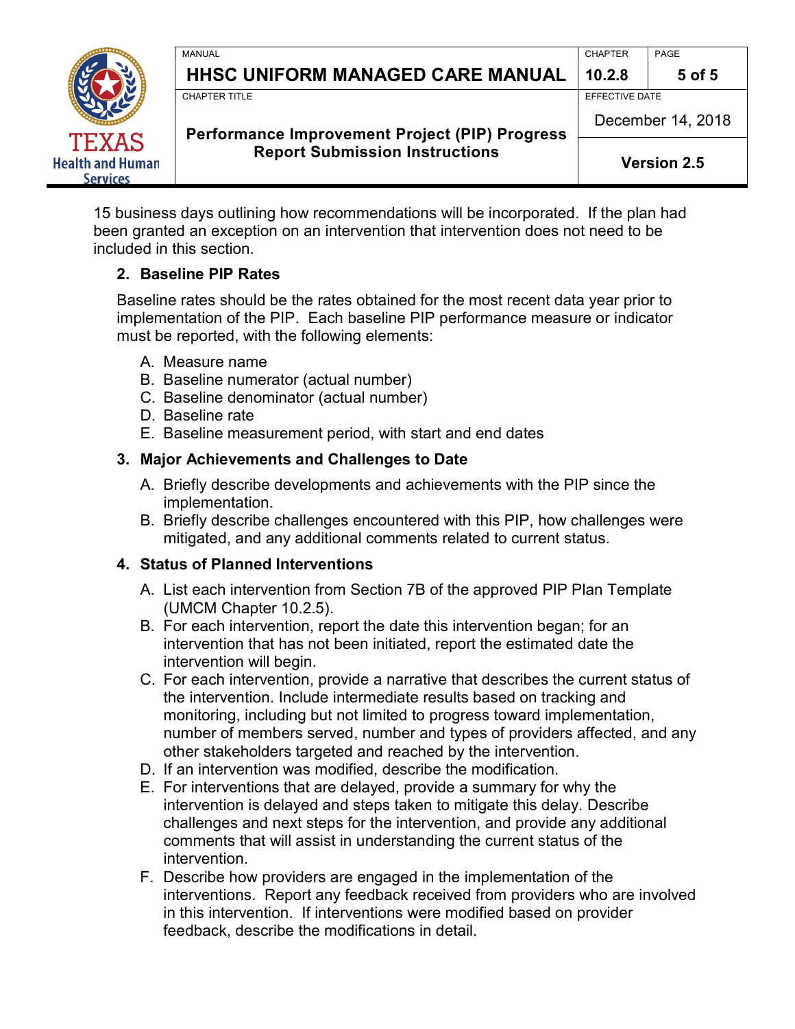15 business days outlining how recommendations will be incorporated. If the plan had been granted an exception on an intervention that intervention does not need to be included in this section.

2. **Baseline PIP Rates**

   Baseline rates should be the rates obtained for the most recent data year prior to implementation of the PIP. Each baseline PIP performance measure or indicator must be reported, with the following elements:

   A. Measure name
   B. Baseline numerator (actual number)
   C. Baseline denominator (actual number)
   D. Baseline rate
   E. Baseline measurement period, with start and end dates

3. **Major Achievements and Challenges to Date**

   A. Briefly describe developments and achievements with the PIP since the implementation.
   B. Briefly describe challenges encountered with this PIP, how challenges were mitigated, and any additional comments related to current status.

4. **Status of Planned Interventions**

   A. List each intervention from Section 7B of the approved PIP Plan Template (UMCM Chapter 10.2.5).
   B. For each intervention, report the date this intervention began; for an intervention that has not been initiated, report the estimated date the intervention will begin.
   C. For each intervention, provide a narrative that describes the current status of the intervention. Include intermediate results based on tracking and monitoring, including but not limited to progress toward implementation, number of members served, number and types of providers affected, and any other stakeholders targeted and reached by the intervention.
   D. If an intervention was modified, describe the modification.
   E. For interventions that are delayed, provide a summary for why the intervention is delayed and steps taken to mitigate this delay. Describe challenges and next steps for the intervention, and provide any additional comments that will assist in understanding the current status of the intervention.
   F. Describe how providers are engaged in the implementation of the interventions. Report any feedback received from providers who are involved in this intervention. If interventions were modified based on provider feedback, describe the modifications in detail.